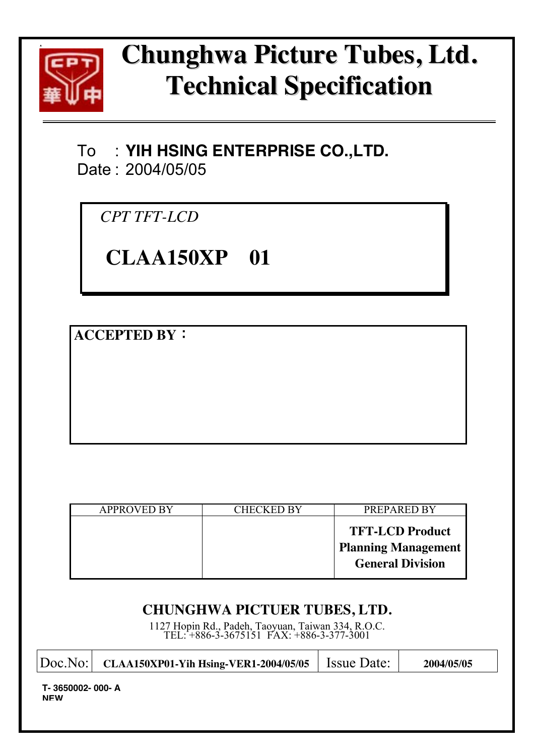# Chunghwa Picture Tubes, Ltd.
# Technical Specification

To : **YIH HSING ENTERPRISE CO.,LTD.**
Date : 2004/05/05

*CPT TFT-LCD*

## CLAA150XP 01

**ACCEPTED BY：**

| APPROVED BY | CHECKED BY | PREPARED BY |
| --- | --- | --- |
| | | **TFT-LCD Product Planning Management General Division** |

**CHUNGHWA PICTUER TUBES, LTD.**

1127 Hopin Rd., Padeh, Taoyuan, Taiwan 334, R.O.C.
TEL: +886-3-3675151 FAX: +886-3-377-3001

| Doc.No: | CLAA150XP01-Yih Hsing-VER1-2004/05/05 | Issue Date: | 2004/05/05 |
| --- | --- | --- | --- |

T- 3650002- 000- A
NEW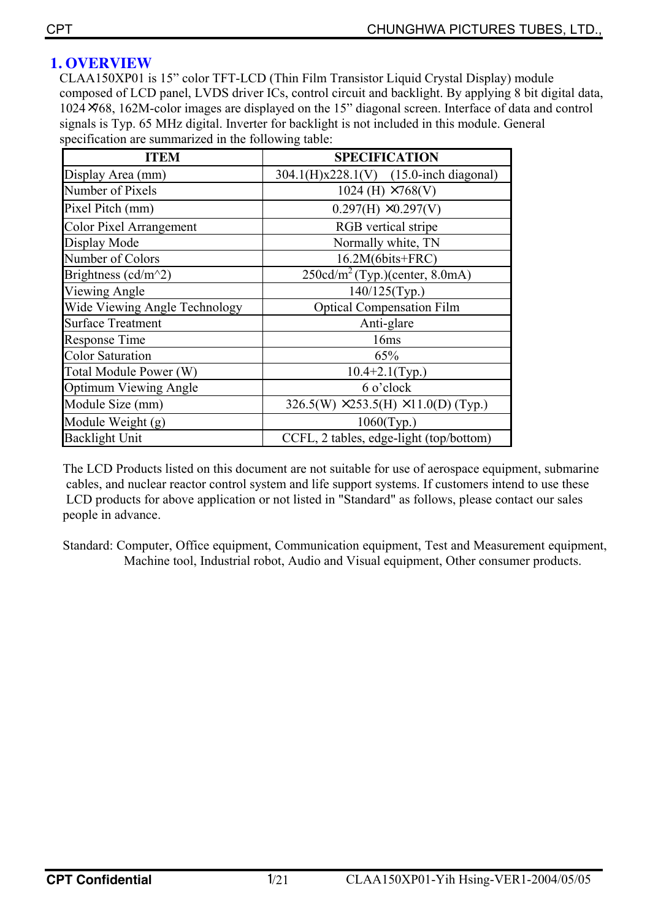# 1. OVERVIEW

CLAA150XP01 is 15" color TFT-LCD (Thin Film Transistor Liquid Crystal Display) module composed of LCD panel, LVDS driver ICs, control circuit and backlight. By applying 8 bit digital data, 1024×768, 162M-color images are displayed on the 15" diagonal screen. Interface of data and control signals is Typ. 65 MHz digital. Inverter for backlight is not included in this module. General specification are summarized in the following table:

| ITEM | SPECIFICATION |
|---|---|
| Display Area (mm) | 304.1(H)x228.1(V)   (15.0-inch diagonal) |
| Number of Pixels | 1024 (H) ×768(V) |
| Pixel Pitch (mm) | 0.297(H) ×0.297(V) |
| Color Pixel Arrangement | RGB vertical stripe |
| Display Mode | Normally white, TN |
| Number of Colors | 16.2M(6bits+FRC) |
| Brightness (cd/m^2) | 250cd/m$^2$ (Typ.)(center, 8.0mA) |
| Viewing Angle | 140/125(Typ.) |
| Wide Viewing Angle Technology | Optical Compensation Film |
| Surface Treatment | Anti-glare |
| Response Time | 16ms |
| Color Saturation | 65% |
| Total Module Power (W) | 10.4+2.1(Typ.) |
| Optimum Viewing Angle | 6 o'clock |
| Module Size (mm) | 326.5(W) ×253.5(H) ×11.0(D) (Typ.) |
| Module Weight (g) | 1060(Typ.) |
| Backlight Unit | CCFL, 2 tables, edge-light (top/bottom) |

The LCD Products listed on this document are not suitable for use of aerospace equipment, submarine cables, and nuclear reactor control system and life support systems. If customers intend to use these LCD products for above application or not listed in "Standard" as follows, please contact our sales people in advance.

Standard: Computer, Office equipment, Communication equipment, Test and Measurement equipment, Machine tool, Industrial robot, Audio and Visual equipment, Other consumer products.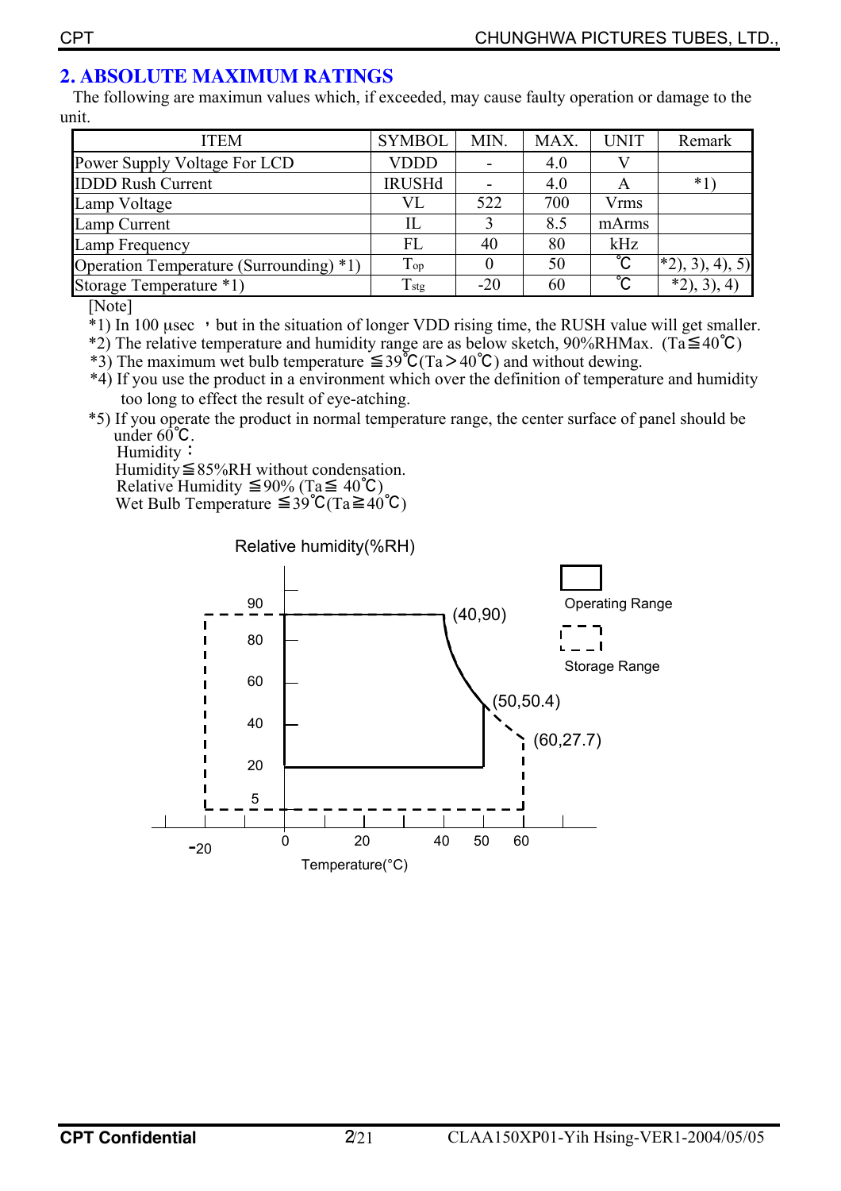## 2. ABSOLUTE MAXIMUM RATINGS

The following are maximun values which, if exceeded, may cause faulty operation or damage to the unit.

| ITEM | SYMBOL | MIN. | MAX. | UNIT | Remark |
|---|---|---|---|---|---|
| Power Supply Voltage For LCD | VDDD | - | 4.0 | V | |
| IDDD Rush Current | IRUSHd | - | 4.0 | A | *1) |
| Lamp Voltage | VL | 522 | 700 | Vrms | |
| Lamp Current | IL | 3 | 8.5 | mArms | |
| Lamp Frequency | FL | 40 | 80 | kHz | |
| Operation Temperature (Surrounding) *1) | $T_{op}$ | 0 | 50 | ℃ | *2), 3), 4), 5) |
| Storage Temperature *1) | $T_{stg}$ | -20 | 60 | ℃ | *2), 3), 4) |

[Note]

*1) In 100 μsec ，but in the situation of longer VDD rising time, the RUSH value will get smaller.

*2) The relative temperature and humidity range are as below sketch, 90%RHMax. (Ta≦40℃)

*3) The maximum wet bulb temperature ≦39℃(Ta＞40℃) and without dewing.

*4) If you use the product in a environment which over the definition of temperature and humidity too long to effect the result of eye-atching.

*5) If you operate the product in normal temperature range, the center surface of panel should be under 60℃.

Humidity：

Humidity≦85%RH without condensation.

Relative Humidity ≦90% (Ta≦ 40℃)

Wet Bulb Temperature ≦39℃(Ta≧40℃)

Relative humidity(%RH)

Operating Range

Storage Range

(40,90)

(50,50.4)

(60,27.7)

Temperature(°C)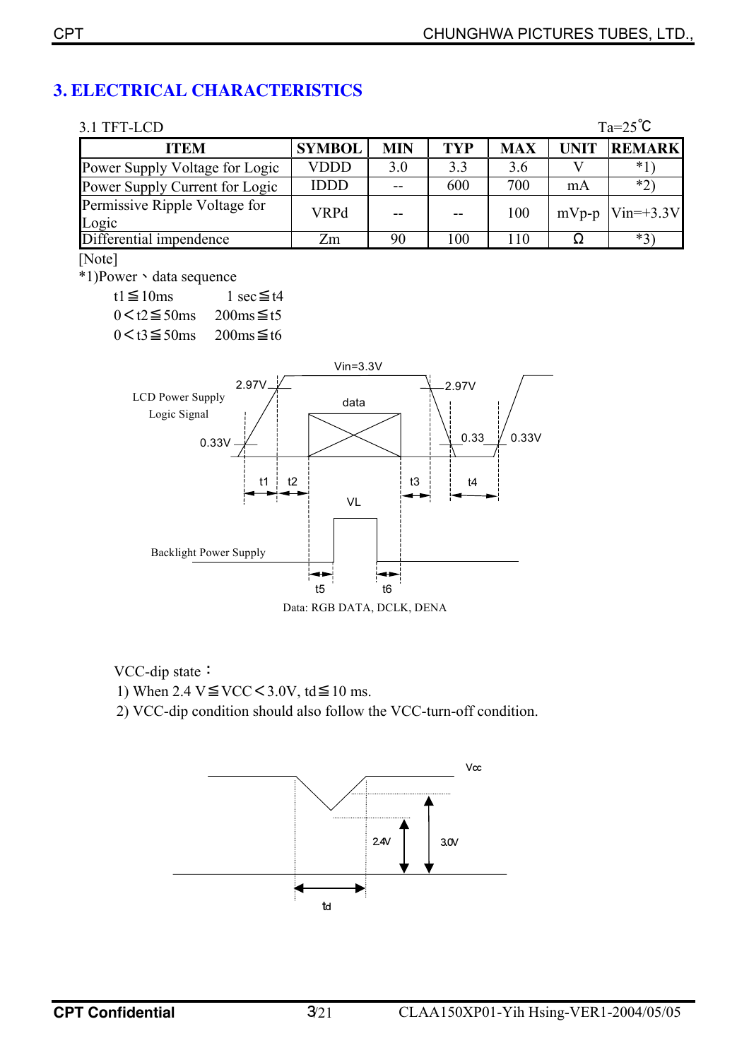## 3. ELECTRICAL CHARACTERISTICS

3.1 TFT-LCD　　　　　　　　　　　　　　　　　　　　　　　　　Ta=25℃

| ITEM | SYMBOL | MIN | TYP | MAX | UNIT | REMARK |
|---|---|---|---|---|---|---|
| Power Supply Voltage for Logic | VDDD | 3.0 | 3.3 | 3.6 | V | *1) |
| Power Supply Current for Logic | IDDD | -- | 600 | 700 | mA | *2) |
| Permissive Ripple Voltage for Logic | VRPd | -- | -- | 100 | mVp-p | Vin=+3.3V |
| Differential impendence | Zm | 90 | 100 | 110 | Ω | *3) |

[Note]

*1)Power、data sequence

t1≦10ms　　　1 sec≦t4
0＜t2≦50ms　　200ms≦t5
0＜t3≦50ms　　200ms≦t6

Vin=3.3V

2.97V　　2.97V

LCD Power Supply
Logic Signal

data

0.33V　　0.33　　0.33V

t1　t2　　t3　　t4

VL

Backlight Power Supply

t5　　t6

Data: RGB DATA, DCLK, DENA

VCC-dip state：

1) When 2.4 V≦VCC＜3.0V, td≦10 ms.
2) VCC-dip condition should also follow the VCC-turn-off condition.

Vcc

2.4V　3.0V

td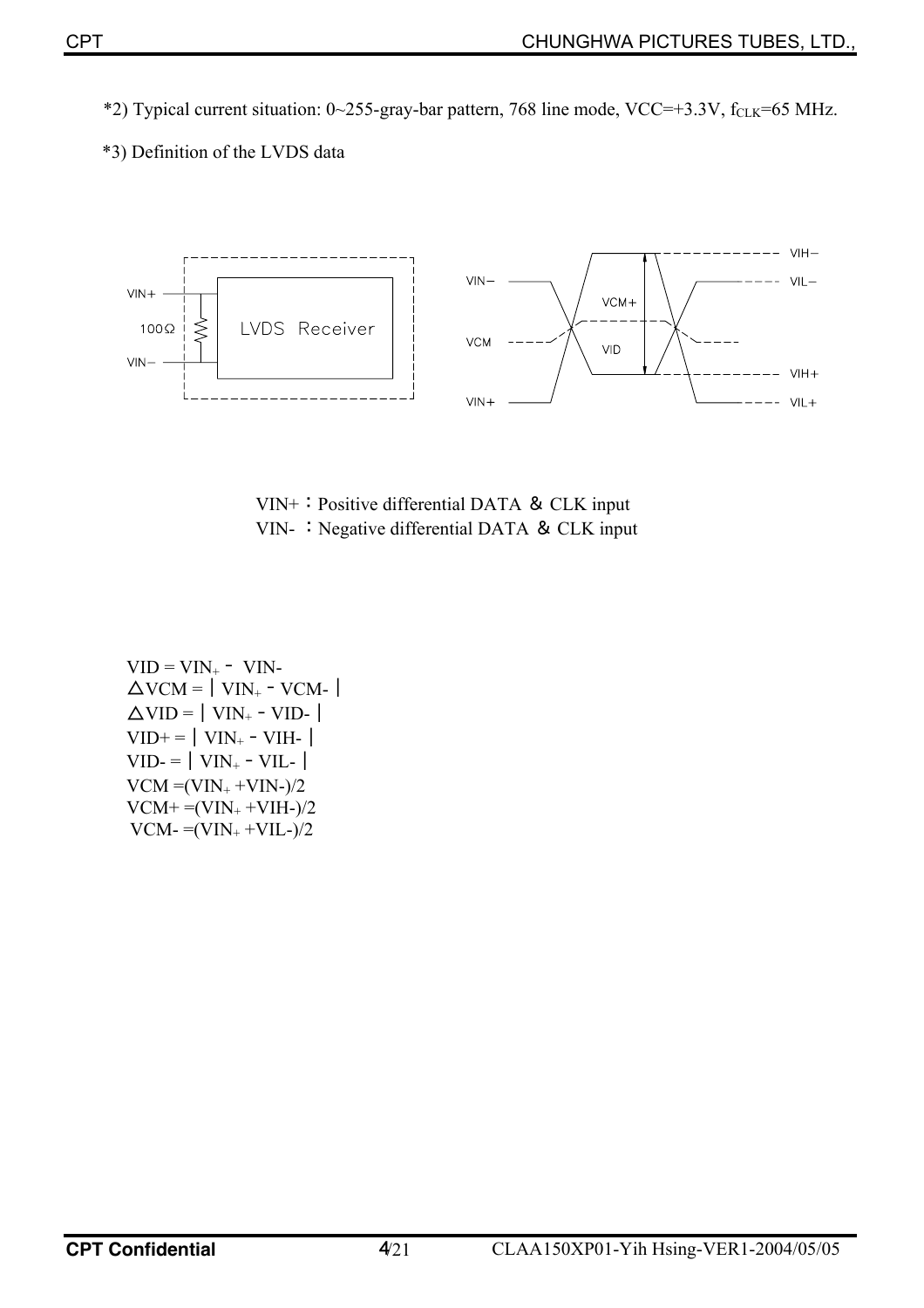*2) Typical current situation: 0~255-gray-bar pattern, 768 line mode, VCC=+3.3V, $f_{CLK}$=65 MHz.

*3) Definition of the LVDS data

VIN+ ：Positive differential DATA ＆ CLK input
VIN- ：Negative differential DATA ＆ CLK input

$VID = VIN_+ - VIN-$
$\triangle VCM = | VIN_+ - VCM- |$
$\triangle VID = | VIN_+ - VID- |$
$VID+ = | VIN_+ - VIH- |$
$VID- = | VIN_+ - VIL- |$
$VCM = (VIN_+ + VIN-)/2$
$VCM+ = (VIN_+ + VIH-)/2$
$VCM- = (VIN_+ + VIL-)/2$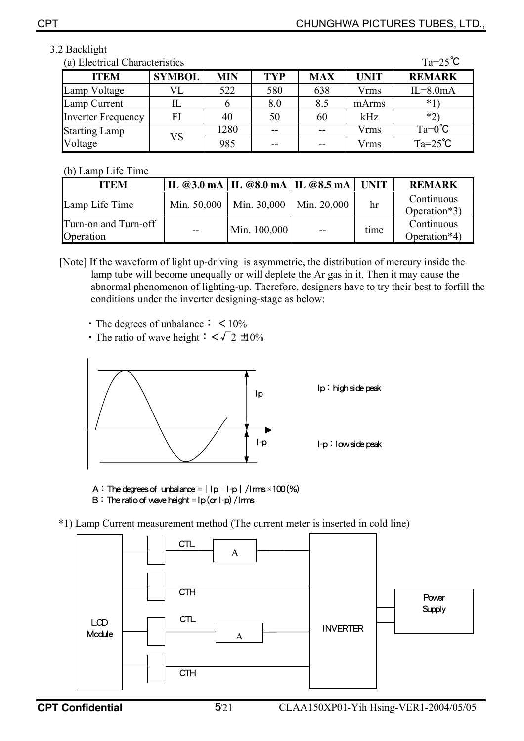## 3.2 Backlight

(a) Electrical Characteristics Ta=25℃

| ITEM | SYMBOL | MIN | TYP | MAX | UNIT | REMARK |
|---|---|---|---|---|---|---|
| Lamp Voltage | VL | 522 | 580 | 638 | Vrms | IL=8.0mA |
| Lamp Current | IL | 6 | 8.0 | 8.5 | mArms | *1) |
| Inverter Frequency | FI | 40 | 50 | 60 | kHz | *2) |
| Starting Lamp Voltage | VS | 1280 | -- | -- | Vrms | Ta=0℃ |
| | | 985 | -- | -- | Vrms | Ta=25℃ |

(b) Lamp Life Time

| ITEM | IL @3.0 mA | IL @8.0 mA | IL @8.5 mA | UNIT | REMARK |
|---|---|---|---|---|---|
| Lamp Life Time | Min. 50,000 | Min. 30,000 | Min. 20,000 | hr | Continuous Operation*3) |
| Turn-on and Turn-off Operation | -- | Min. 100,000 | -- | time | Continuous Operation*4) |

[Note] If the waveform of light up-driving is asymmetric, the distribution of mercury inside the lamp tube will become unequally or will deplete the Ar gas in it. Then it may cause the abnormal phenomenon of lighting-up. Therefore, designers have to try their best to forfill the conditions under the inverter designing-stage as below:

- The degrees of unbalance： ＜10%
- The ratio of wave height：＜$\sqrt{2}$ ±10%

Ip：high side peak

I-p：low side peak

A：The degrees of unbalance = | Ip – I-p | / Irms × 100 (%)

B：The ratio of wave height = Ip (or I-p) / Irms

*1) Lamp Current measurement method (The current meter is inserted in cold line)

LCD Module — CTL — A — INVERTER; CTH; CTL — A; CTH; INVERTER — Power Supply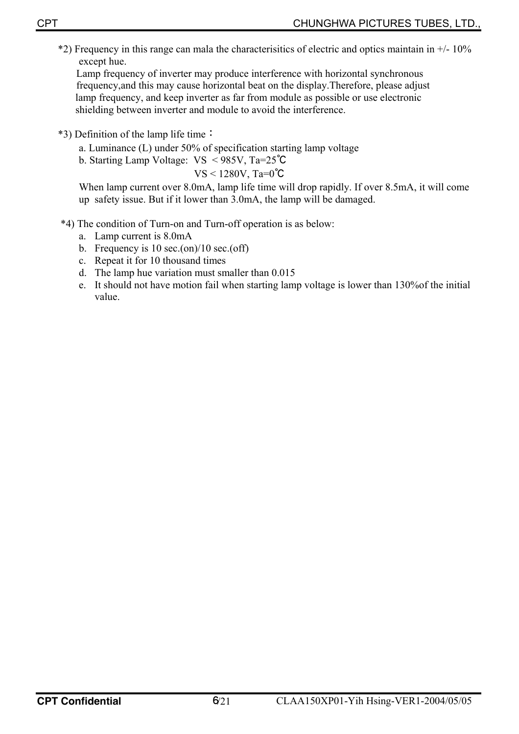*2) Frequency in this range can mala the characterisitics of electric and optics maintain in +/- 10% except hue.

Lamp frequency of inverter may produce interference with horizontal synchronous frequency,and this may cause horizontal beat on the display.Therefore, please adjust lamp frequency, and keep inverter as far from module as possible or use electronic shielding between inverter and module to avoid the interference.

*3) Definition of the lamp life time：

a. Luminance (L) under 50% of specification starting lamp voltage

b. Starting Lamp Voltage: VS < 985V, Ta=25℃

VS < 1280V, Ta=0℃

When lamp current over 8.0mA, lamp life time will drop rapidly. If over 8.5mA, it will come up safety issue. But if it lower than 3.0mA, the lamp will be damaged.

*4) The condition of Turn-on and Turn-off operation is as below:

a. Lamp current is 8.0mA
b. Frequency is 10 sec.(on)/10 sec.(off)
c. Repeat it for 10 thousand times
d. The lamp hue variation must smaller than 0.015
e. It should not have motion fail when starting lamp voltage is lower than 130%of the initial value.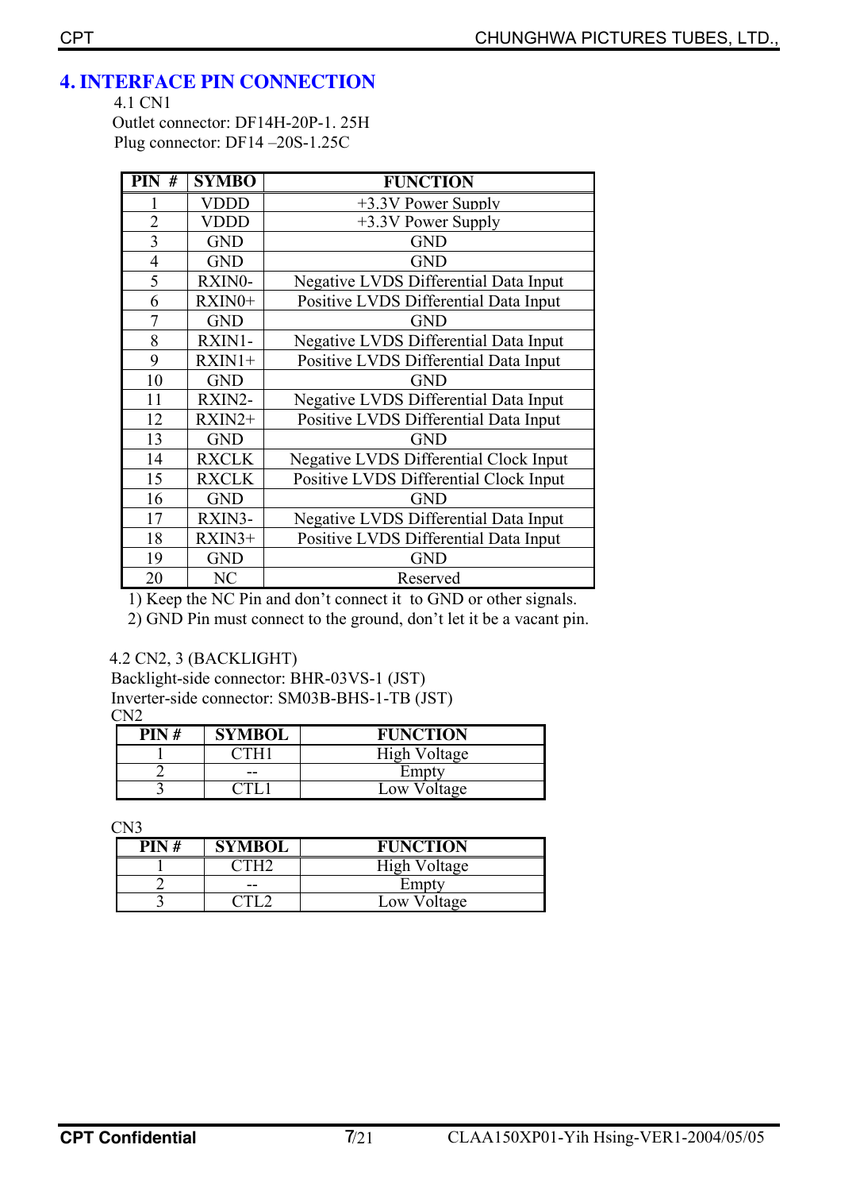# 4. INTERFACE PIN CONNECTION

4.1 CN1

Outlet connector: DF14H-20P-1. 25H

Plug connector: DF14 –20S-1.25C

| PIN # | SYMBO | FUNCTION |
|---|---|---|
| 1 | VDDD | +3.3V Power Supply |
| 2 | VDDD | +3.3V Power Supply |
| 3 | GND | GND |
| 4 | GND | GND |
| 5 | RXIN0- | Negative LVDS Differential Data Input |
| 6 | RXIN0+ | Positive LVDS Differential Data Input |
| 7 | GND | GND |
| 8 | RXIN1- | Negative LVDS Differential Data Input |
| 9 | RXIN1+ | Positive LVDS Differential Data Input |
| 10 | GND | GND |
| 11 | RXIN2- | Negative LVDS Differential Data Input |
| 12 | RXIN2+ | Positive LVDS Differential Data Input |
| 13 | GND | GND |
| 14 | RXCLK | Negative LVDS Differential Clock Input |
| 15 | RXCLK | Positive LVDS Differential Clock Input |
| 16 | GND | GND |
| 17 | RXIN3- | Negative LVDS Differential Data Input |
| 18 | RXIN3+ | Positive LVDS Differential Data Input |
| 19 | GND | GND |
| 20 | NC | Reserved |

1) Keep the NC Pin and don't connect it to GND or other signals.

2) GND Pin must connect to the ground, don't let it be a vacant pin.

4.2 CN2, 3 (BACKLIGHT)

Backlight-side connector: BHR-03VS-1 (JST)

Inverter-side connector: SM03B-BHS-1-TB (JST)

CN2

| PIN # | SYMBOL | FUNCTION |
|---|---|---|
| 1 | CTH1 | High Voltage |
| 2 | -- | Empty |
| 3 | CTL1 | Low Voltage |

CN3

| PIN # | SYMBOL | FUNCTION |
|---|---|---|
| 1 | CTH2 | High Voltage |
| 2 | -- | Empty |
| 3 | CTL2 | Low Voltage |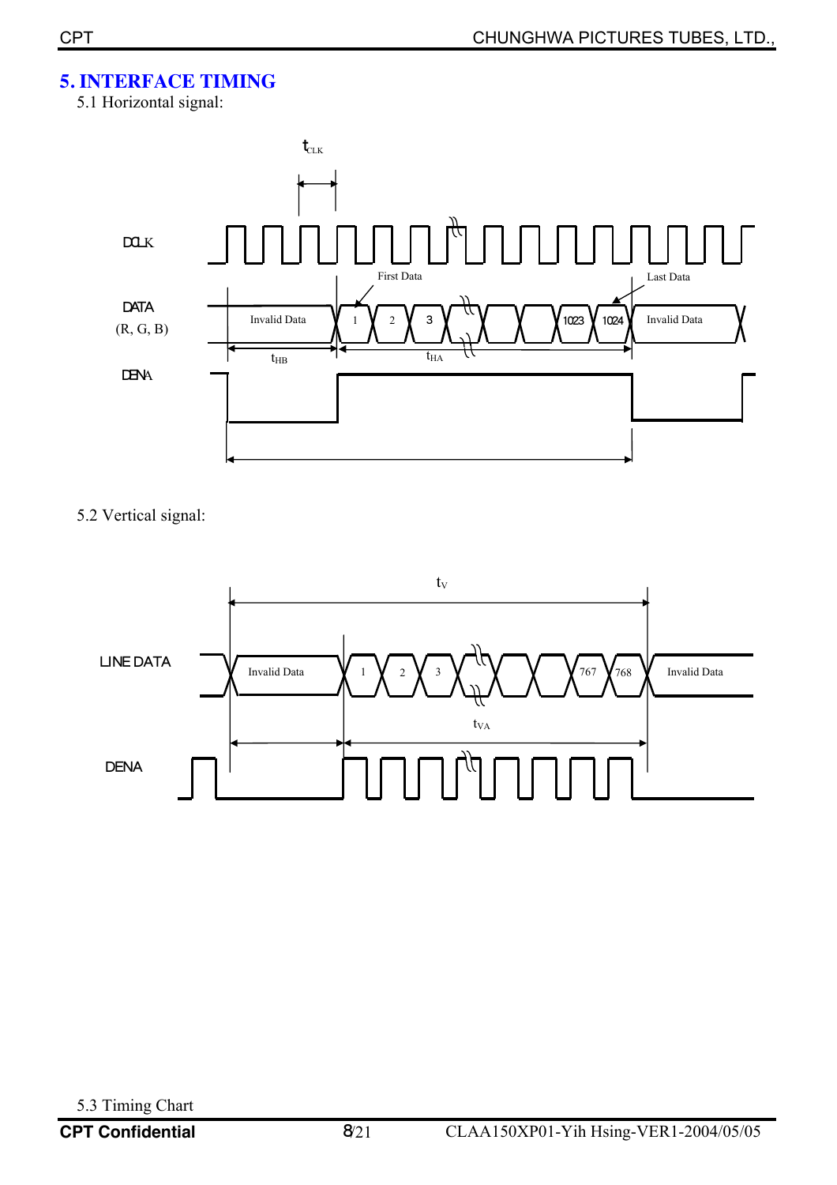# 5. INTERFACE TIMING

5.1 Horizontal signal:

5.2 Vertical signal:

5.3 Timing Chart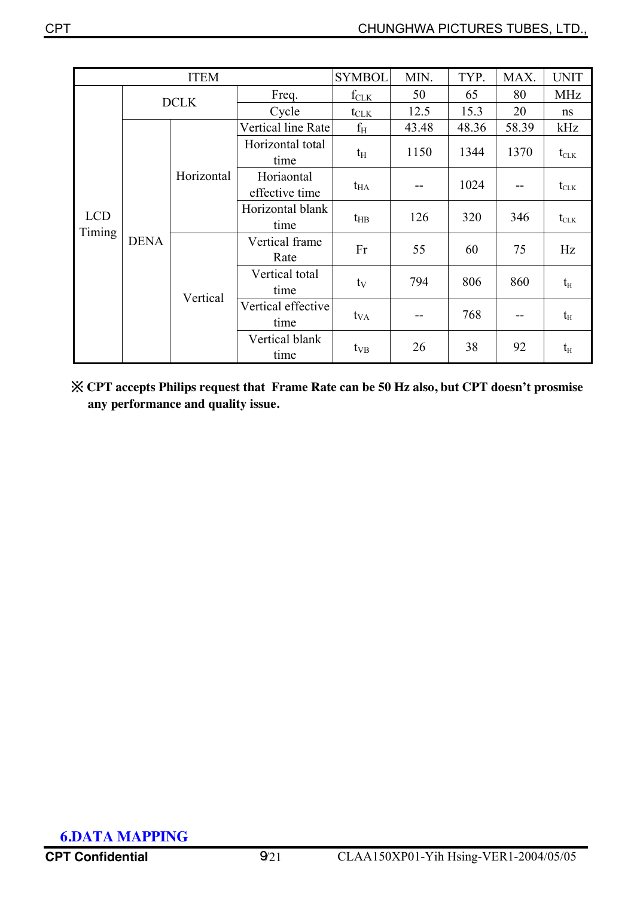| ITEM | | | | SYMBOL | MIN. | TYP. | MAX. | UNIT |
|---|---|---|---|---|---|---|---|---|
| LCD Timing | DCLK | | Freq. | $f_{CLK}$ | 50 | 65 | 80 | MHz |
| | | | Cycle | $t_{CLK}$ | 12.5 | 15.3 | 20 | ns |
| | DENA | Horizontal | Vertical line Rate | $f_H$ | 43.48 | 48.36 | 58.39 | kHz |
| | | | Horizontal total time | $t_H$ | 1150 | 1344 | 1370 | $t_{CLK}$ |
| | | | Horiaontal effective time | $t_{HA}$ | -- | 1024 | -- | $t_{CLK}$ |
| | | | Horizontal blank time | $t_{HB}$ | 126 | 320 | 346 | $t_{CLK}$ |
| | | Vertical | Vertical frame Rate | Fr | 55 | 60 | 75 | Hz |
| | | | Vertical total time | $t_V$ | 794 | 806 | 860 | $t_H$ |
| | | | Vertical effective time | $t_{VA}$ | -- | 768 | -- | $t_H$ |
| | | | Vertical blank time | $t_{VB}$ | 26 | 38 | 92 | $t_H$ |

**※ CPT accepts Philips request that Frame Rate can be 50 Hz also, but CPT doesn't prosmise any performance and quality issue.**

## 6.DATA MAPPING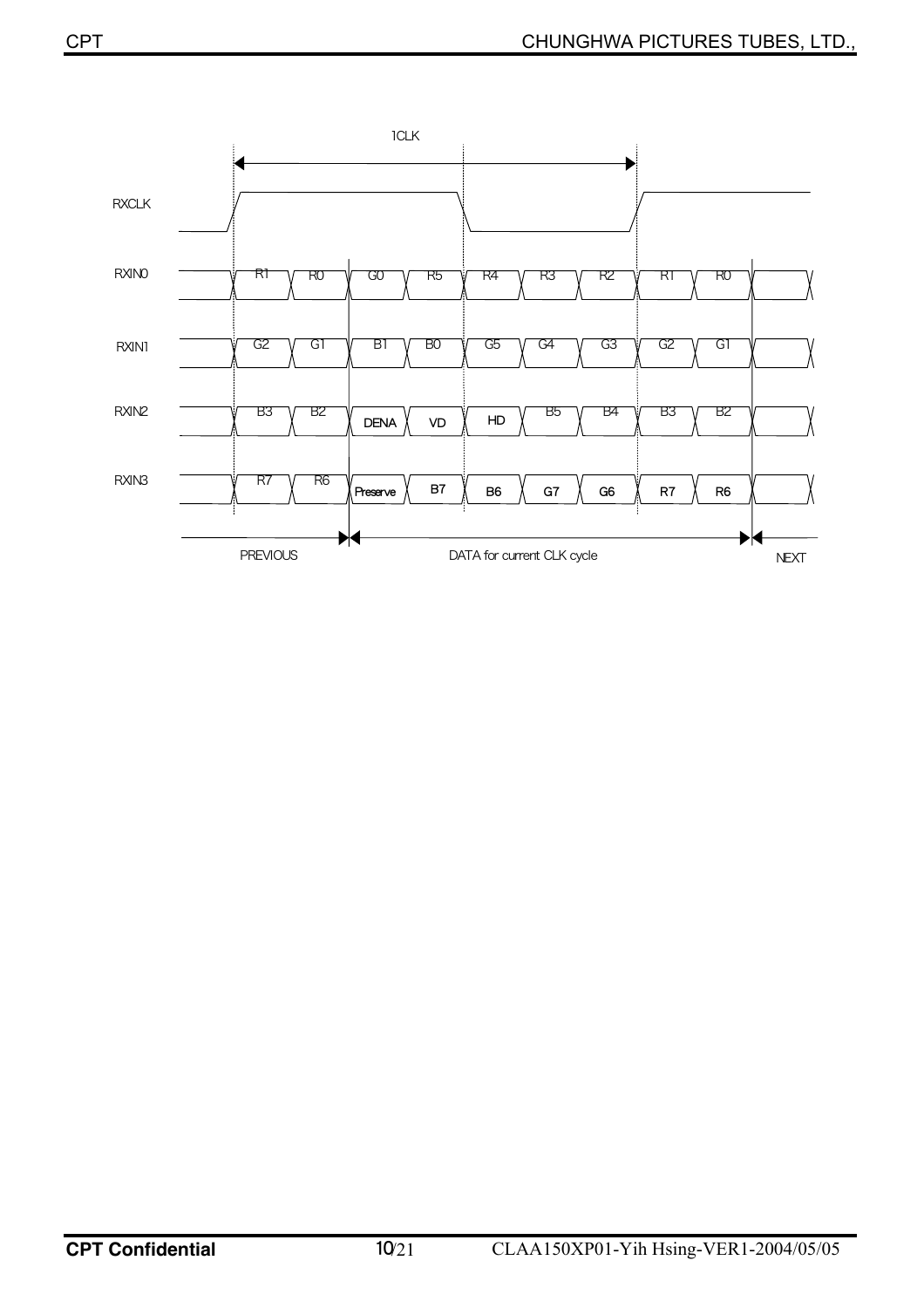1CLK

| Signal | PREVIOUS | | DATA for current CLK cycle | | | | | | | NEXT |
|---|---|---|---|---|---|---|---|---|---|---|
| RXCLK | | | | | | | | | | |
| RXIN0 | R1 | R0 | G0 | R5 | R4 | R3 | R2 | R1 | R0 | |
| RXIN1 | G2 | G1 | B1 | B0 | G5 | G4 | G3 | G2 | G1 | |
| RXIN2 | B3 | B2 | DENA | VD | HD | B5 | B4 | B3 | B2 | |
| RXIN3 | R7 | R6 | Preserve | B7 | B6 | G7 | G6 | R7 | R6 | |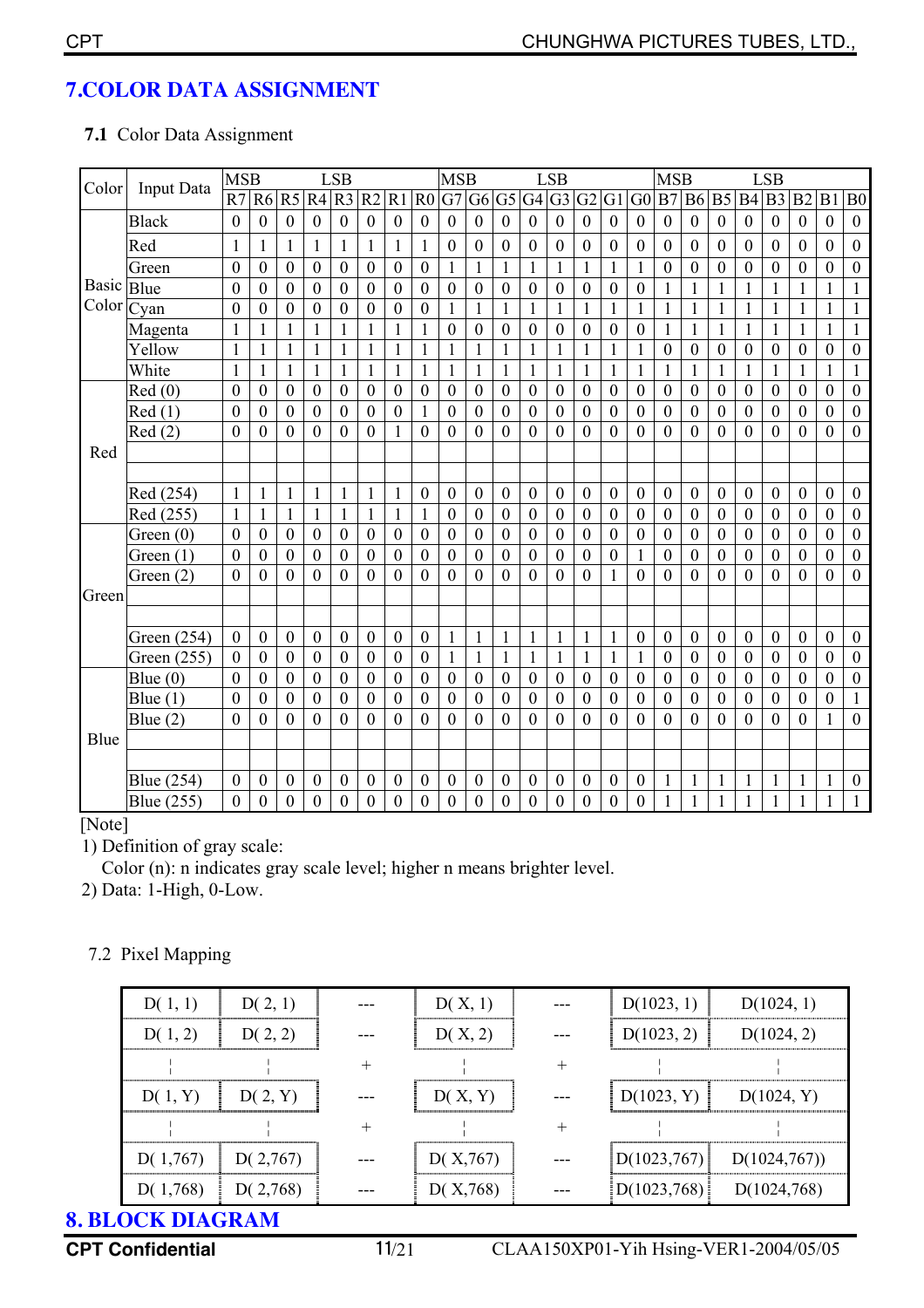## 7.COLOR DATA ASSIGNMENT

### 7.1 Color Data Assignment

| Color | Input Data | MSB R7 | R6 | R5 | R4 | LSB R3 | R2 | R1 | R0 | MSB G7 | G6 | G5 | G4 | LSB G3 | G2 | G1 | G0 | MSB B7 | B6 | B5 | B4 | LSB B3 | B2 | B1 | B0 |
|---|---|---|---|---|---|---|---|---|---|---|---|---|---|---|---|---|---|---|---|---|---|---|---|---|---|
| Basic Color | Black | 0 | 0 | 0 | 0 | 0 | 0 | 0 | 0 | 0 | 0 | 0 | 0 | 0 | 0 | 0 | 0 | 0 | 0 | 0 | 0 | 0 | 0 | 0 | 0 |
| | Red | 1 | 1 | 1 | 1 | 1 | 1 | 1 | 1 | 0 | 0 | 0 | 0 | 0 | 0 | 0 | 0 | 0 | 0 | 0 | 0 | 0 | 0 | 0 | 0 |
| | Green | 0 | 0 | 0 | 0 | 0 | 0 | 0 | 0 | 1 | 1 | 1 | 1 | 1 | 1 | 1 | 1 | 0 | 0 | 0 | 0 | 0 | 0 | 0 | 0 |
| | Blue | 0 | 0 | 0 | 0 | 0 | 0 | 0 | 0 | 0 | 0 | 0 | 0 | 0 | 0 | 0 | 0 | 1 | 1 | 1 | 1 | 1 | 1 | 1 | 1 |
| | Cyan | 0 | 0 | 0 | 0 | 0 | 0 | 0 | 0 | 1 | 1 | 1 | 1 | 1 | 1 | 1 | 1 | 1 | 1 | 1 | 1 | 1 | 1 | 1 | 1 |
| | Magenta | 1 | 1 | 1 | 1 | 1 | 1 | 1 | 1 | 0 | 0 | 0 | 0 | 0 | 0 | 0 | 0 | 1 | 1 | 1 | 1 | 1 | 1 | 1 | 1 |
| | Yellow | 1 | 1 | 1 | 1 | 1 | 1 | 1 | 1 | 1 | 1 | 1 | 1 | 1 | 1 | 1 | 1 | 0 | 0 | 0 | 0 | 0 | 0 | 0 | 0 |
| | White | 1 | 1 | 1 | 1 | 1 | 1 | 1 | 1 | 1 | 1 | 1 | 1 | 1 | 1 | 1 | 1 | 1 | 1 | 1 | 1 | 1 | 1 | 1 | 1 |
| Red | Red (0) | 0 | 0 | 0 | 0 | 0 | 0 | 0 | 0 | 0 | 0 | 0 | 0 | 0 | 0 | 0 | 0 | 0 | 0 | 0 | 0 | 0 | 0 | 0 | 0 |
| | Red (1) | 0 | 0 | 0 | 0 | 0 | 0 | 0 | 1 | 0 | 0 | 0 | 0 | 0 | 0 | 0 | 0 | 0 | 0 | 0 | 0 | 0 | 0 | 0 | 0 |
| | Red (2) | 0 | 0 | 0 | 0 | 0 | 0 | 1 | 0 | 0 | 0 | 0 | 0 | 0 | 0 | 0 | 0 | 0 | 0 | 0 | 0 | 0 | 0 | 0 | 0 |
| | | | | | | | | | | | | | | | | | | | | | | | | | |
| | | | | | | | | | | | | | | | | | | | | | | | | | |
| | Red (254) | 1 | 1 | 1 | 1 | 1 | 1 | 1 | 0 | 0 | 0 | 0 | 0 | 0 | 0 | 0 | 0 | 0 | 0 | 0 | 0 | 0 | 0 | 0 | 0 |
| | Red (255) | 1 | 1 | 1 | 1 | 1 | 1 | 1 | 1 | 0 | 0 | 0 | 0 | 0 | 0 | 0 | 0 | 0 | 0 | 0 | 0 | 0 | 0 | 0 | 0 |
| Green | Green (0) | 0 | 0 | 0 | 0 | 0 | 0 | 0 | 0 | 0 | 0 | 0 | 0 | 0 | 0 | 0 | 0 | 0 | 0 | 0 | 0 | 0 | 0 | 0 | 0 |
| | Green (1) | 0 | 0 | 0 | 0 | 0 | 0 | 0 | 0 | 0 | 0 | 0 | 0 | 0 | 0 | 0 | 1 | 0 | 0 | 0 | 0 | 0 | 0 | 0 | 0 |
| | Green (2) | 0 | 0 | 0 | 0 | 0 | 0 | 0 | 0 | 0 | 0 | 0 | 0 | 0 | 0 | 1 | 0 | 0 | 0 | 0 | 0 | 0 | 0 | 0 | 0 |
| | | | | | | | | | | | | | | | | | | | | | | | | | |
| | | | | | | | | | | | | | | | | | | | | | | | | | |
| | Green (254) | 0 | 0 | 0 | 0 | 0 | 0 | 0 | 0 | 1 | 1 | 1 | 1 | 1 | 1 | 1 | 0 | 0 | 0 | 0 | 0 | 0 | 0 | 0 | 0 |
| | Green (255) | 0 | 0 | 0 | 0 | 0 | 0 | 0 | 0 | 1 | 1 | 1 | 1 | 1 | 1 | 1 | 1 | 0 | 0 | 0 | 0 | 0 | 0 | 0 | 0 |
| Blue | Blue (0) | 0 | 0 | 0 | 0 | 0 | 0 | 0 | 0 | 0 | 0 | 0 | 0 | 0 | 0 | 0 | 0 | 0 | 0 | 0 | 0 | 0 | 0 | 0 | 0 |
| | Blue (1) | 0 | 0 | 0 | 0 | 0 | 0 | 0 | 0 | 0 | 0 | 0 | 0 | 0 | 0 | 0 | 0 | 0 | 0 | 0 | 0 | 0 | 0 | 0 | 1 |
| | Blue (2) | 0 | 0 | 0 | 0 | 0 | 0 | 0 | 0 | 0 | 0 | 0 | 0 | 0 | 0 | 0 | 0 | 0 | 0 | 0 | 0 | 0 | 0 | 1 | 0 |
| | | | | | | | | | | | | | | | | | | | | | | | | | |
| | | | | | | | | | | | | | | | | | | | | | | | | | |
| | Blue (254) | 0 | 0 | 0 | 0 | 0 | 0 | 0 | 0 | 0 | 0 | 0 | 0 | 0 | 0 | 0 | 0 | 1 | 1 | 1 | 1 | 1 | 1 | 1 | 0 |
| | Blue (255) | 0 | 0 | 0 | 0 | 0 | 0 | 0 | 0 | 0 | 0 | 0 | 0 | 0 | 0 | 0 | 0 | 1 | 1 | 1 | 1 | 1 | 1 | 1 | 1 |

[Note]

1) Definition of gray scale:
   Color (n): n indicates gray scale level; higher n means brighter level.
2) Data: 1-High, 0-Low.

### 7.2 Pixel Mapping

| D( 1, 1) | D( 2, 1) | --- | D( X, 1) | --- | D(1023, 1) | D(1024, 1) |
|---|---|---|---|---|---|---|
| D( 1, 2) | D( 2, 2) | --- | D( X, 2) | --- | D(1023, 2) | D(1024, 2) |
| ¦ | ¦ | + | ¦ | + | ¦ | ¦ |
| D( 1, Y) | D( 2, Y) | --- | D( X, Y) | --- | D(1023, Y) | D(1024, Y) |
| ¦ | ¦ | + | ¦ | + | ¦ | ¦ |
| D( 1,767) | D( 2,767) | --- | D( X,767) | --- | D(1023,767) | D(1024,767)) |
| D( 1,768) | D( 2,768) | --- | D( X,768) | --- | D(1023,768) | D(1024,768) |

## 8. BLOCK DIAGRAM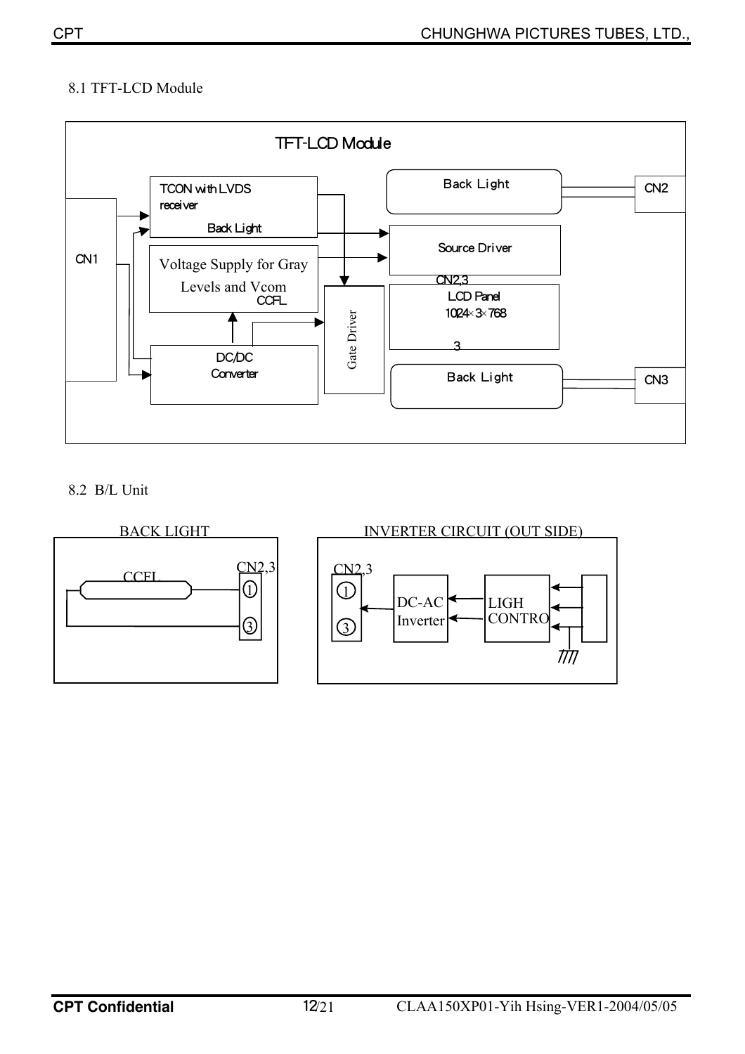8.1 TFT-LCD Module

TFT-LCD Module

CN1

TCON with LVDS receiver

Back Light

Voltage Supply for Gray Levels and Vcom

CCFL

DC/DC Converter

Gate Driver

Back Light

Source Driver

CN2,3

LCD Panel
1024×3×768

3

Back Light

CN2

CN3

8.2 B/L Unit

BACK LIGHT

CCFL

CN2,3

①

③

INVERTER CIRCUIT (OUT SIDE)

CN2,3

①

③

DC-AC Inverter

LIGH CONTRO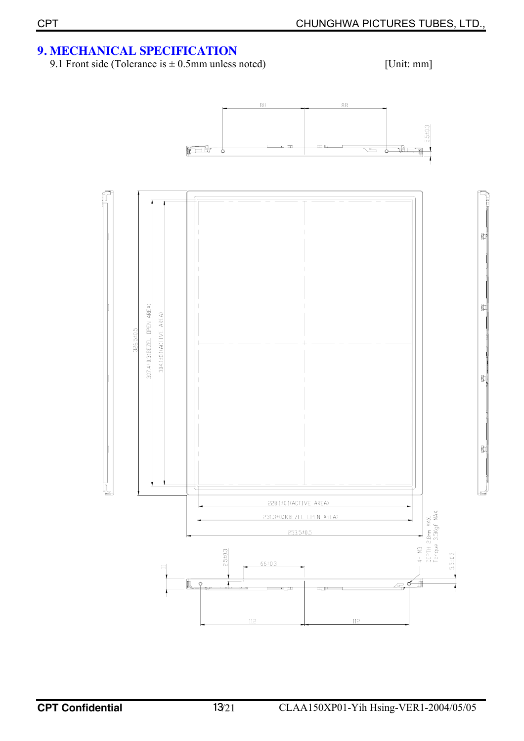# 9. MECHANICAL SPECIFICATION

9.1 Front side (Tolerance is ± 0.5mm unless noted) [Unit: mm]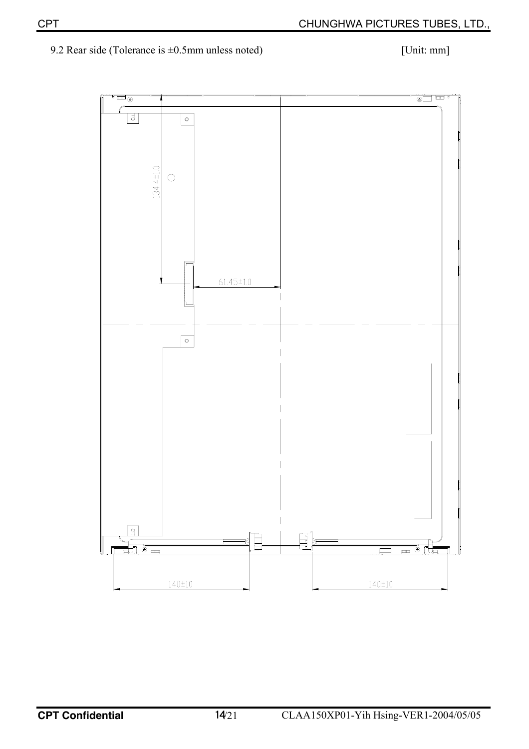9.2 Rear side (Tolerance is ±0.5mm unless noted) [Unit: mm]

134.4±1.0

61.45±1.0

140±10

140±10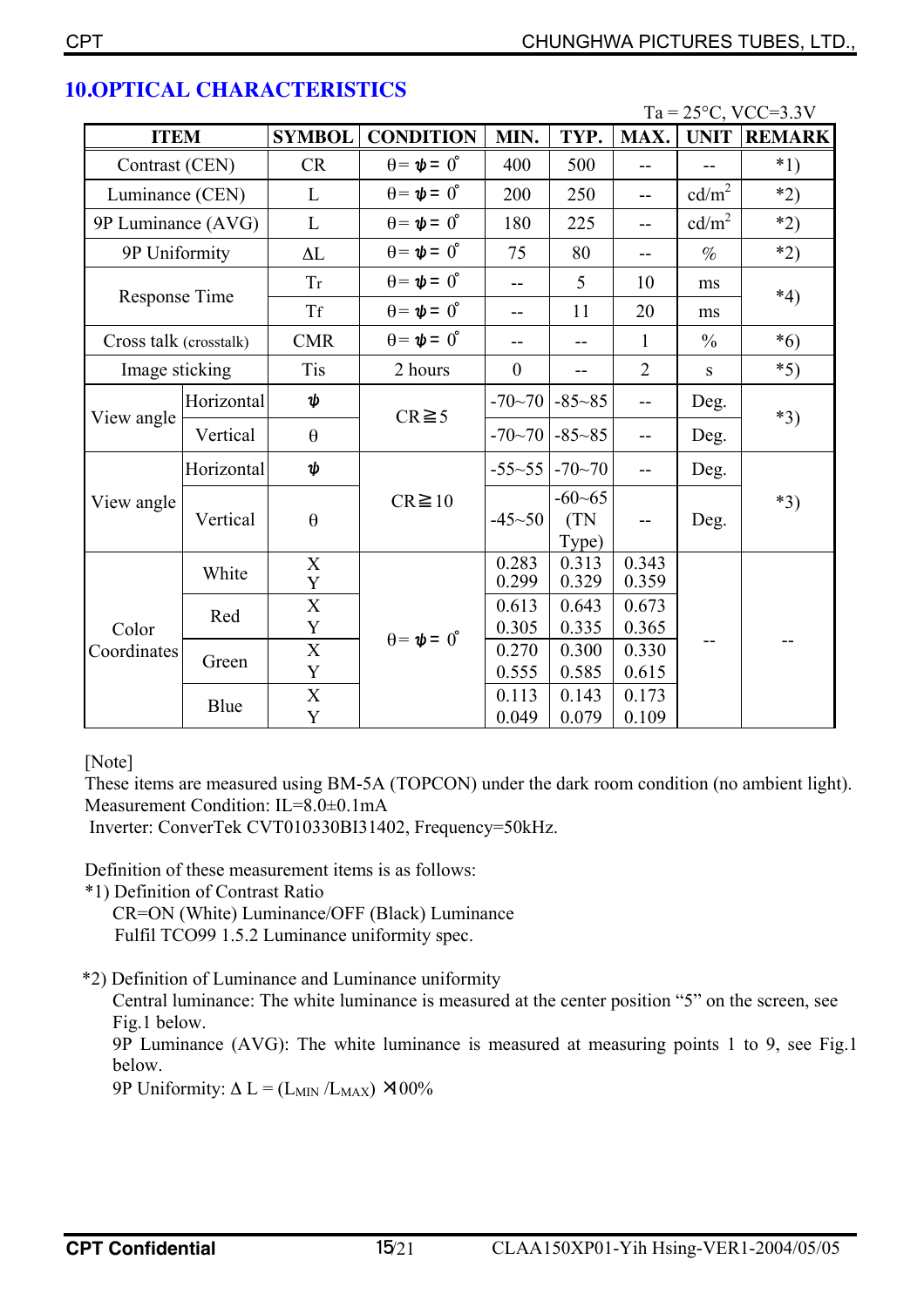## 10.OPTICAL CHARACTERISTICS

Ta = 25°C, VCC=3.3V

| ITEM | | SYMBOL | CONDITION | MIN. | TYP. | MAX. | UNIT | REMARK |
|---|---|---|---|---|---|---|---|---|
| Contrast (CEN) | | CR | $\theta = \psi = 0^{\circ}$ | 400 | 500 | -- | -- | *1) |
| Luminance (CEN) | | L | $\theta = \psi = 0^{\circ}$ | 200 | 250 | -- | cd/m$^2$ | *2) |
| 9P Luminance (AVG) | | L | $\theta = \psi = 0^{\circ}$ | 180 | 225 | -- | cd/m$^2$ | *2) |
| 9P Uniformity | | $\Delta$L | $\theta = \psi = 0^{\circ}$ | 75 | 80 | -- | % | *2) |
| Response Time | | Tr | $\theta = \psi = 0^{\circ}$ | -- | 5 | 10 | ms | *4) |
| | | Tf | $\theta = \psi = 0^{\circ}$ | -- | 11 | 20 | ms | |
| Cross talk (crosstalk) | | CMR | $\theta = \psi = 0^{\circ}$ | -- | -- | 1 | % | *6) |
| Image sticking | | Tis | 2 hours | 0 | -- | 2 | s | *5) |
| View angle | Horizontal | $\psi$ | CR≧5 | -70~70 | -85~85 | -- | Deg. | *3) |
| | Vertical | $\theta$ | | -70~70 | -85~85 | -- | Deg. | |
| View angle | Horizontal | $\psi$ | CR≧10 | -55~55 | -70~70 | -- | Deg. | *3) |
| | Vertical | $\theta$ | | -45~50 | -60~65 (TN Type) | -- | Deg. | |
| Color Coordinates | White | X | $\theta = \psi = 0^{\circ}$ | 0.283 | 0.313 | 0.343 | -- | -- |
| | | Y | | 0.299 | 0.329 | 0.359 | | |
| | Red | X | | 0.613 | 0.643 | 0.673 | | |
| | | Y | | 0.305 | 0.335 | 0.365 | | |
| | Green | X | | 0.270 | 0.300 | 0.330 | | |
| | | Y | | 0.555 | 0.585 | 0.615 | | |
| | Blue | X | | 0.113 | 0.143 | 0.173 | | |
| | | Y | | 0.049 | 0.079 | 0.109 | | |

[Note]
These items are measured using BM-5A (TOPCON) under the dark room condition (no ambient light).
Measurement Condition: IL=8.0±0.1mA
Inverter: ConverTek CVT010330BI31402, Frequency=50kHz.

Definition of these measurement items is as follows:

*1) Definition of Contrast Ratio
CR=ON (White) Luminance/OFF (Black) Luminance
Fulfil TCO99 1.5.2 Luminance uniformity spec.

*2) Definition of Luminance and Luminance uniformity
Central luminance: The white luminance is measured at the center position "5" on the screen, see Fig.1 below.
9P Luminance (AVG): The white luminance is measured at measuring points 1 to 9, see Fig.1 below.
9P Uniformity: $\Delta L = (L_{MIN} / L_{MAX}) \times 100\%$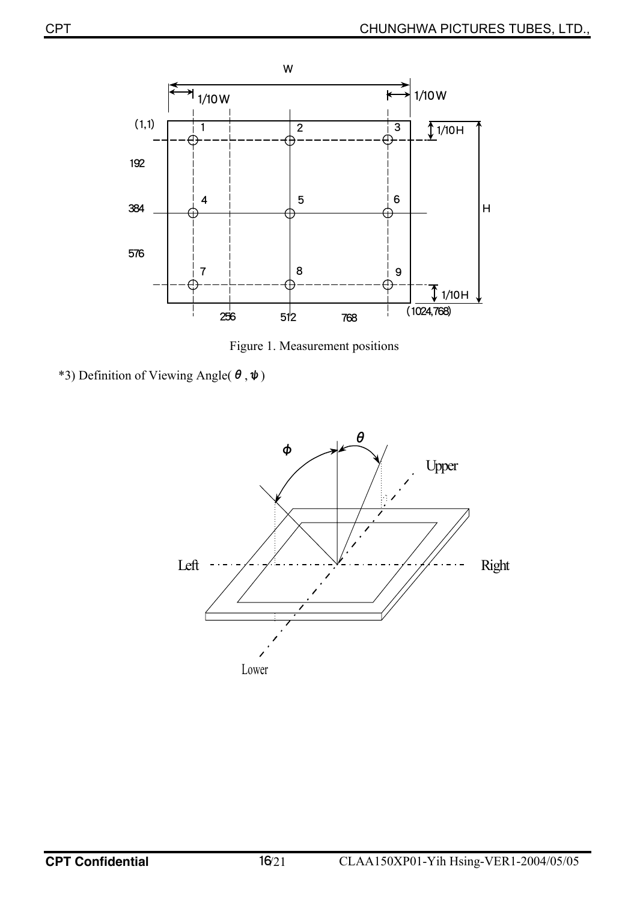Figure 1. Measurement positions

*3) Definition of Viewing Angle( $\theta$ , $\psi$ )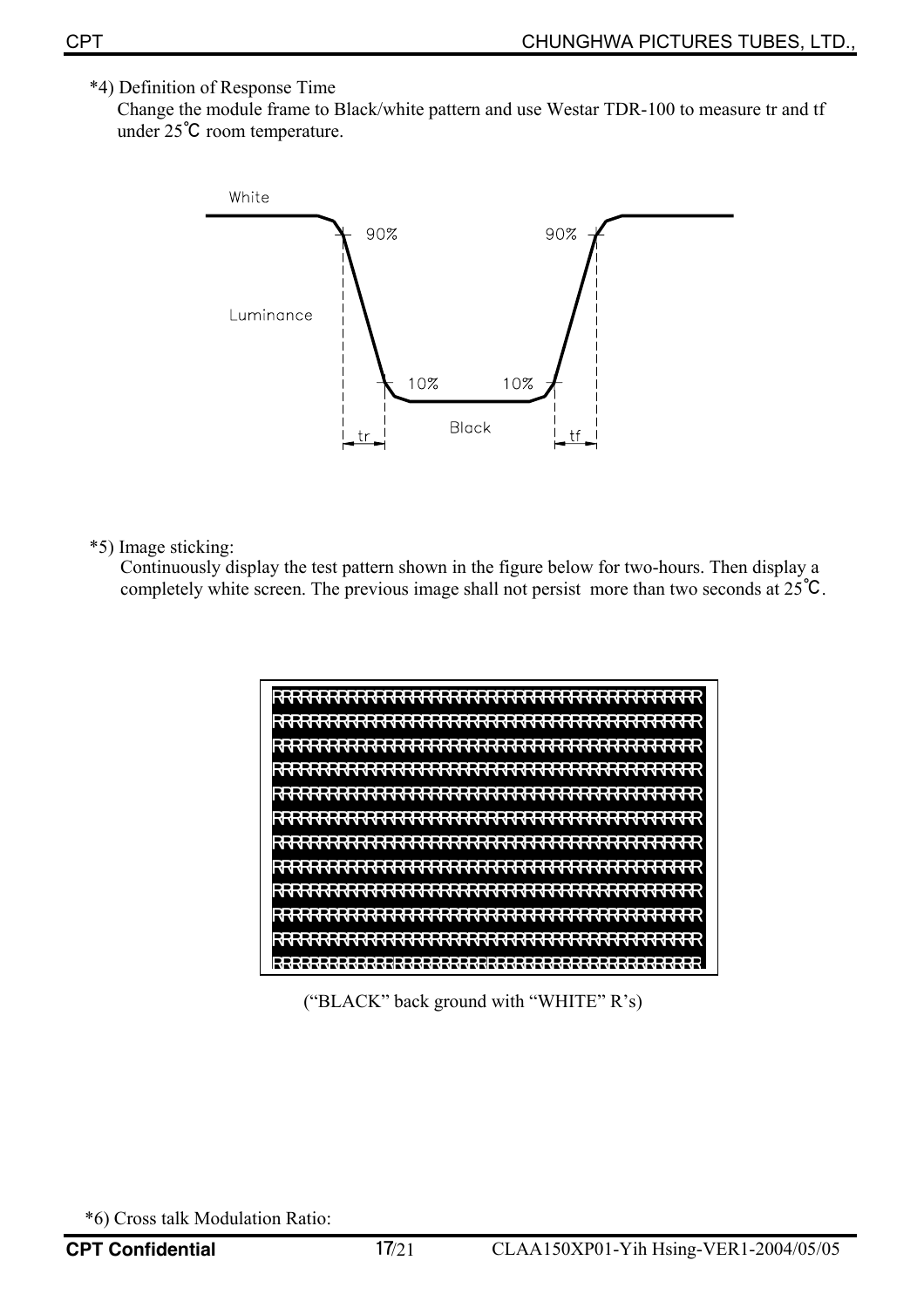*4) Definition of Response Time

Change the module frame to Black/white pattern and use Westar TDR-100 to measure tr and tf under 25℃ room temperature.

*5) Image sticking:

Continuously display the test pattern shown in the figure below for two-hours. Then display a completely white screen. The previous image shall not persist more than two seconds at 25℃.

("BLACK" back ground with "WHITE" R's)

*6) Cross talk Modulation Ratio: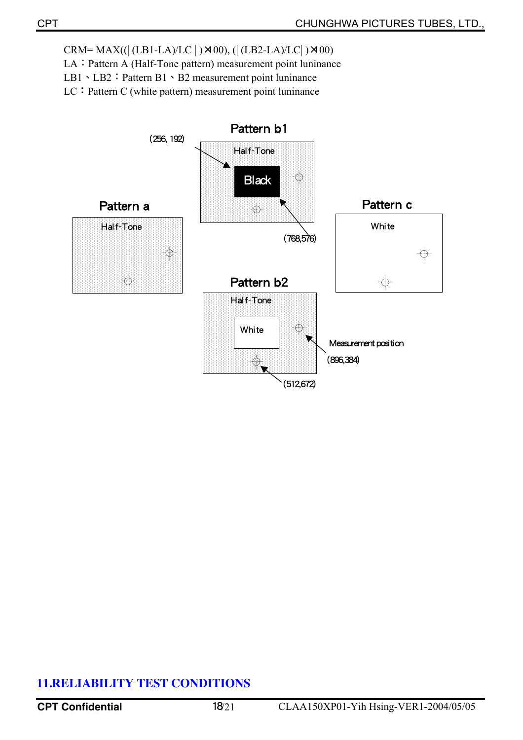$$CRM = MAX((|(LB1-LA)/LC|) \times 100), (|(LB2-LA)/LC|) \times 100)$$

LA：Pattern A (Half-Tone pattern) measurement point luminance

LB1、LB2：Pattern B1、B2 measurement point luninance

LC：Pattern C (white pattern) measurement point luninance

Pattern b1

(256, 192)

Half-Tone

Black

(768,576)

Pattern a

Half-Tone

Pattern c

White

Pattern b2

Half-Tone

White

Measurement position

(896,384)

(512,672)

## 11.RELIABILITY TEST CONDITIONS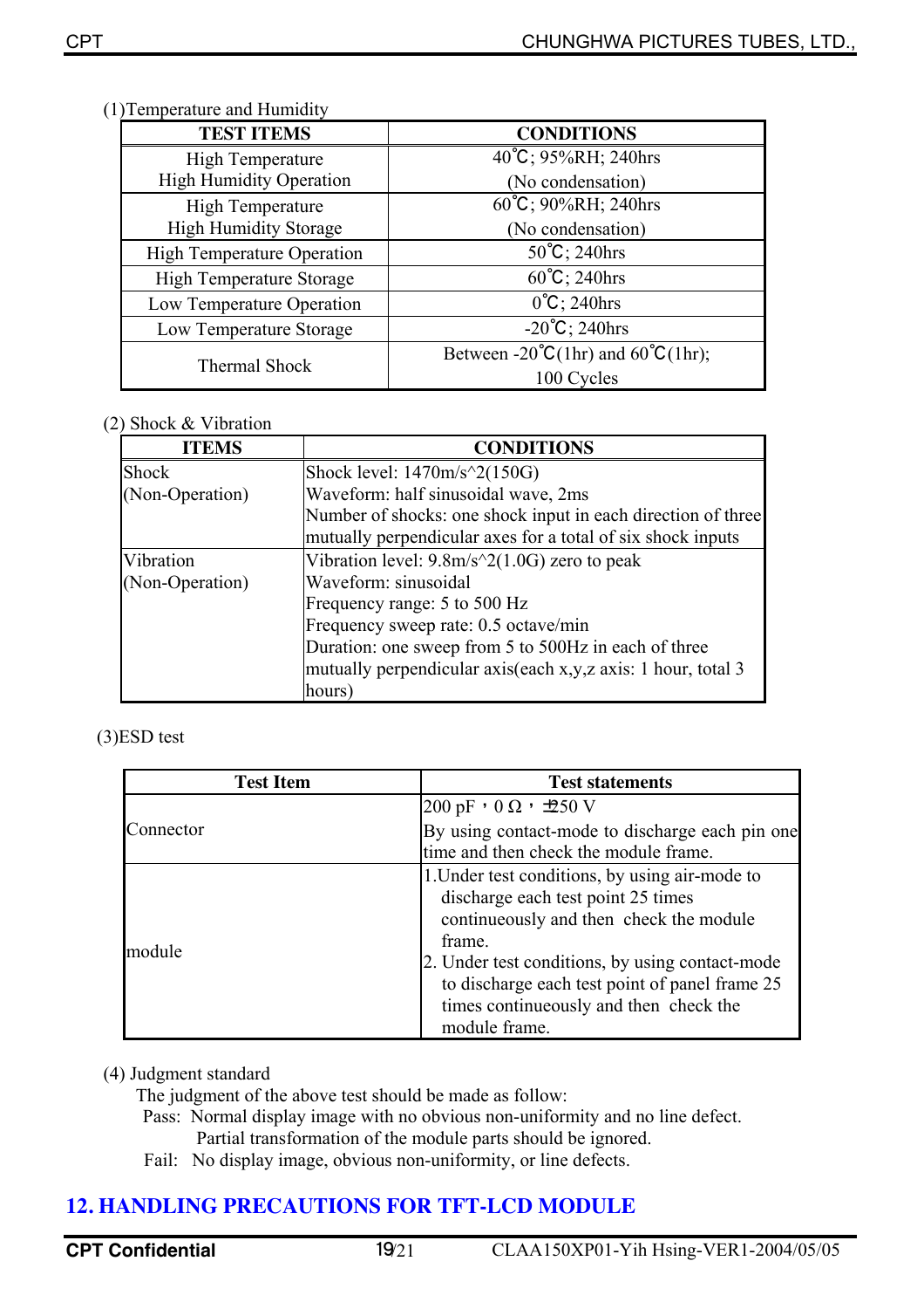(1)Temperature and Humidity

| TEST ITEMS | CONDITIONS |
|---|---|
| High Temperature High Humidity Operation | 40℃; 95%RH; 240hrs (No condensation) |
| High Temperature High Humidity Storage | 60℃; 90%RH; 240hrs (No condensation) |
| High Temperature Operation | 50℃; 240hrs |
| High Temperature Storage | 60℃; 240hrs |
| Low Temperature Operation | 0℃; 240hrs |
| Low Temperature Storage | -20℃; 240hrs |
| Thermal Shock | Between -20℃(1hr) and 60℃(1hr); 100 Cycles |

(2) Shock & Vibration

| ITEMS | CONDITIONS |
|---|---|
| Shock (Non-Operation) | Shock level: 1470m/s^2(150G)<br>Waveform: half sinusoidal wave, 2ms<br>Number of shocks: one shock input in each direction of three mutually perpendicular axes for a total of six shock inputs |
| Vibration (Non-Operation) | Vibration level: 9.8m/s^2(1.0G) zero to peak<br>Waveform: sinusoidal<br>Frequency range: 5 to 500 Hz<br>Frequency sweep rate: 0.5 octave/min<br>Duration: one sweep from 5 to 500Hz in each of three mutually perpendicular axis(each x,y,z axis: 1 hour, total 3 hours) |

(3)ESD test

| Test Item | Test statements |
|---|---|
| Connector | 200 pF，0 Ω，±250 V<br>By using contact-mode to discharge each pin one time and then check the module frame. |
| module | 1.Under test conditions, by using air-mode to discharge each test point 25 times continueously and then check the module frame.<br>2. Under test conditions, by using contact-mode to discharge each test point of panel frame 25 times continueously and then check the module frame. |

(4) Judgment standard

The judgment of the above test should be made as follow:

Pass: Normal display image with no obvious non-uniformity and no line defect. Partial transformation of the module parts should be ignored.

Fail: No display image, obvious non-uniformity, or line defects.

## 12. HANDLING PRECAUTIONS FOR TFT-LCD MODULE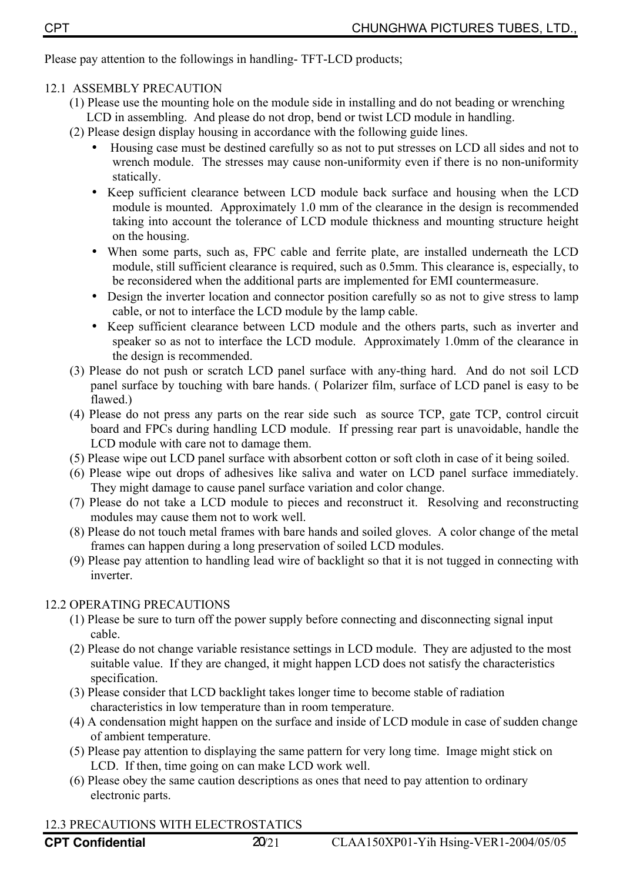Please pay attention to the followings in handling- TFT-LCD products;

## 12.1 ASSEMBLY PRECAUTION

(1) Please use the mounting hole on the module side in installing and do not beading or wrenching LCD in assembling. And please do not drop, bend or twist LCD module in handling.

(2) Please design display housing in accordance with the following guide lines.

- Housing case must be destined carefully so as not to put stresses on LCD all sides and not to wrench module. The stresses may cause non-uniformity even if there is no non-uniformity statically.
- Keep sufficient clearance between LCD module back surface and housing when the LCD module is mounted. Approximately 1.0 mm of the clearance in the design is recommended taking into account the tolerance of LCD module thickness and mounting structure height on the housing.
- When some parts, such as, FPC cable and ferrite plate, are installed underneath the LCD module, still sufficient clearance is required, such as 0.5mm. This clearance is, especially, to be reconsidered when the additional parts are implemented for EMI countermeasure.
- Design the inverter location and connector position carefully so as not to give stress to lamp cable, or not to interface the LCD module by the lamp cable.
- Keep sufficient clearance between LCD module and the others parts, such as inverter and speaker so as not to interface the LCD module. Approximately 1.0mm of the clearance in the design is recommended.

(3) Please do not push or scratch LCD panel surface with any-thing hard. And do not soil LCD panel surface by touching with bare hands. ( Polarizer film, surface of LCD panel is easy to be flawed.)

(4) Please do not press any parts on the rear side such as source TCP, gate TCP, control circuit board and FPCs during handling LCD module. If pressing rear part is unavoidable, handle the LCD module with care not to damage them.

(5) Please wipe out LCD panel surface with absorbent cotton or soft cloth in case of it being soiled.

(6) Please wipe out drops of adhesives like saliva and water on LCD panel surface immediately. They might damage to cause panel surface variation and color change.

(7) Please do not take a LCD module to pieces and reconstruct it. Resolving and reconstructing modules may cause them not to work well.

(8) Please do not touch metal frames with bare hands and soiled gloves. A color change of the metal frames can happen during a long preservation of soiled LCD modules.

(9) Please pay attention to handling lead wire of backlight so that it is not tugged in connecting with inverter.

## 12.2 OPERATING PRECAUTIONS

(1) Please be sure to turn off the power supply before connecting and disconnecting signal input cable.

(2) Please do not change variable resistance settings in LCD module. They are adjusted to the most suitable value. If they are changed, it might happen LCD does not satisfy the characteristics specification.

(3) Please consider that LCD backlight takes longer time to become stable of radiation characteristics in low temperature than in room temperature.

(4) A condensation might happen on the surface and inside of LCD module in case of sudden change of ambient temperature.

(5) Please pay attention to displaying the same pattern for very long time. Image might stick on LCD. If then, time going on can make LCD work well.

(6) Please obey the same caution descriptions as ones that need to pay attention to ordinary electronic parts.

## 12.3 PRECAUTIONS WITH ELECTROSTATICS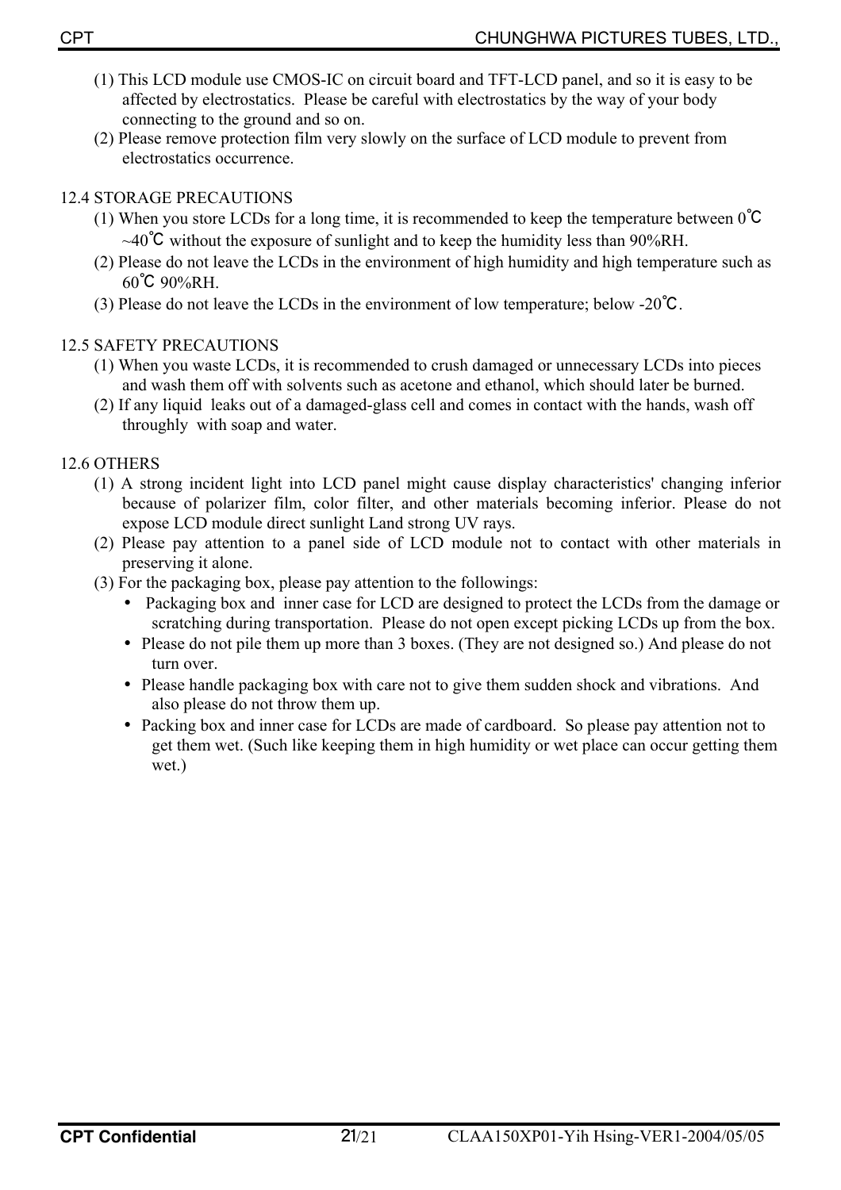(1) This LCD module use CMOS-IC on circuit board and TFT-LCD panel, and so it is easy to be affected by electrostatics. Please be careful with electrostatics by the way of your body connecting to the ground and so on.

(2) Please remove protection film very slowly on the surface of LCD module to prevent from electrostatics occurrence.

## 12.4 STORAGE PRECAUTIONS

(1) When you store LCDs for a long time, it is recommended to keep the temperature between 0℃ ~40℃ without the exposure of sunlight and to keep the humidity less than 90%RH.

(2) Please do not leave the LCDs in the environment of high humidity and high temperature such as 60℃ 90%RH.

(3) Please do not leave the LCDs in the environment of low temperature; below -20℃.

## 12.5 SAFETY PRECAUTIONS

(1) When you waste LCDs, it is recommended to crush damaged or unnecessary LCDs into pieces and wash them off with solvents such as acetone and ethanol, which should later be burned.

(2) If any liquid leaks out of a damaged-glass cell and comes in contact with the hands, wash off throughly with soap and water.

## 12.6 OTHERS

(1) A strong incident light into LCD panel might cause display characteristics' changing inferior because of polarizer film, color filter, and other materials becoming inferior. Please do not expose LCD module direct sunlight Land strong UV rays.

(2) Please pay attention to a panel side of LCD module not to contact with other materials in preserving it alone.

(3) For the packaging box, please pay attention to the followings:

- Packaging box and inner case for LCD are designed to protect the LCDs from the damage or scratching during transportation. Please do not open except picking LCDs up from the box.
- Please do not pile them up more than 3 boxes. (They are not designed so.) And please do not turn over.
- Please handle packaging box with care not to give them sudden shock and vibrations. And also please do not throw them up.
- Packing box and inner case for LCDs are made of cardboard. So please pay attention not to get them wet. (Such like keeping them in high humidity or wet place can occur getting them wet.)